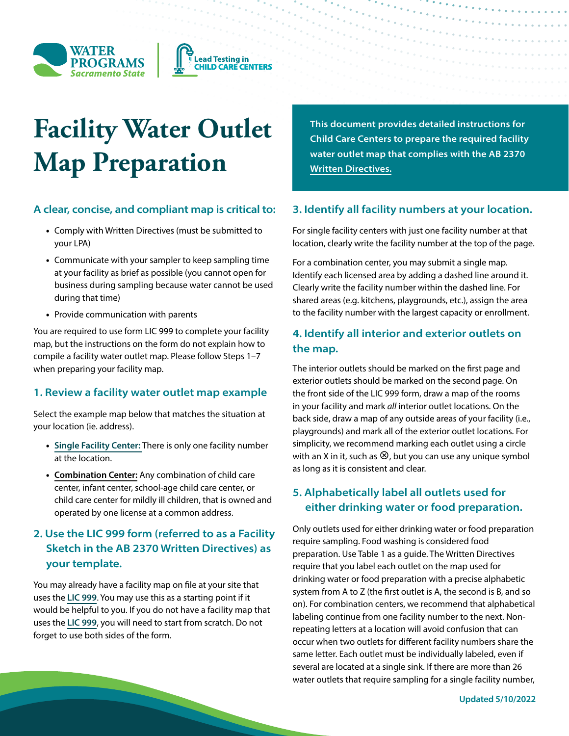# Facility Water Outlet Map Preparation

**This document provides detailed instructions for Child Care Centers to prepare the required facility water outlet map that complies with the AB 2370 Written Directives.**

### A clear, concise, and compliant map is critical to:

- Comply with Written Directives (must be submitted to your LPA)
- Communicate with your sampler to keep sampling time at your facility as brief as possible (you cannot open for business during sampling because water cannot be used during that time)
- Provide communication with parents

You are required to use form LIC 999 to complete your facility map, but the instructions on the form do not explain how to compile a facility water outlet map. Please follow Steps 1–7 when preparing your facility map.

### 1. Review a facility water outlet map example

Select the example map below that matches the situation at your location (ie. address).

- **Single Facility Center:** There is only one facility number at the location.
- **Combination Center:** Any combination of child care center, infant center, school-age child care center, or child care center for mildly ill children, that is owned and operated by one license at a common address.

### 2. Use the LIC 999 form (referred to as a Facility Sketch in the AB 2370 Written Directives) as your template.

You may already have a facility map on file at your site that uses the LIC 999. You may use this as a starting point if it would be helpful to you. If you do not have a facility map that uses the LIC 999, you will need to start from scratch. Do not forget to use both sides of the form.

### 3. Identify all facility numbers at your location.

For single facility centers with just one facility number at that location, clearly write the facility number at the top of the page.

For a combination center, you may submit a single map. Identify each licensed area by adding a dashed line around it. Clearly write the facility number within the dashed line. For shared areas (e.g. kitchens, playgrounds, etc.), assign the area to the facility number with the largest capacity or enrollment.

### 4. Identify all interior and exterior outlets on the map.

The interior outlets should be marked on the first page and exterior outlets should be marked on the second page. On the front side of the LIC 999 form, draw a map of the rooms in your facility and mark *all* interior outlet locations. On the back side, draw a map of any outside areas of your facility (i.e., playgrounds) and mark all of the exterior outlet locations. For simplicity, we recommend marking each outlet using a circle with an X in it, such as ⊗, but you can use any unique symbol as long as it is consistent and clear.

### 5. Alphabetically label all outlets used for either drinking water or food preparation.

Only outlets used for either drinking water or food preparation require sampling. Food washing is considered food preparation. Use Table 1 as a guide. The Written Directives require that you label each outlet on the map used for drinking water or food preparation with a precise alphabetic system from A to Z (the first outlet is A, the second is B, and so on). For combination centers, we recommend that alphabetical labeling continue from one facility number to the next. Non-repeating letters at a location will avoid confusion that can occur when two outlets for different facility numbers share the same letter. Each outlet must be individually labeled, even if several are located at a single sink. If there are more than 26 water outlets that require sampling for a single facility number,

Updated 5/10/2022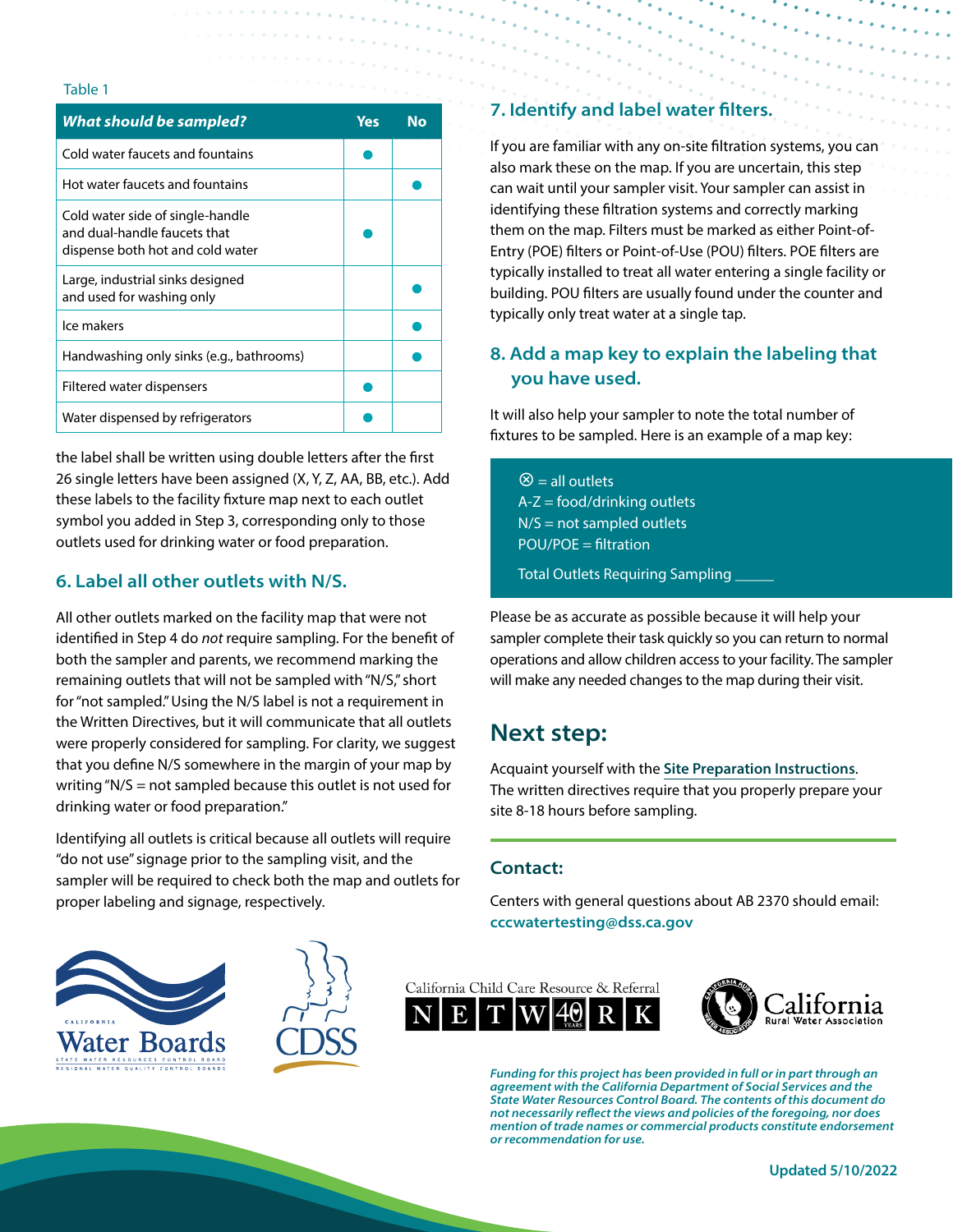Table 1

| *What should be sampled?* | Yes | No |
|---|---|---|
| Cold water faucets and fountains | ● | |
| Hot water faucets and fountains | | ● |
| Cold water side of single-handle and dual-handle faucets that dispense both hot and cold water | ● | |
| Large, industrial sinks designed and used for washing only | | ● |
| Ice makers | | ● |
| Handwashing only sinks (e.g., bathrooms) | | ● |
| Filtered water dispensers | ● | |
| Water dispensed by refrigerators | ● | |

the label shall be written using double letters after the first 26 single letters have been assigned (X, Y, Z, AA, BB, etc.). Add these labels to the facility fixture map next to each outlet symbol you added in Step 3, corresponding only to those outlets used for drinking water or food preparation.

## 6. Label all other outlets with N/S.

All other outlets marked on the facility map that were not identified in Step 4 do *not* require sampling. For the benefit of both the sampler and parents, we recommend marking the remaining outlets that will not be sampled with "N/S," short for "not sampled." Using the N/S label is not a requirement in the Written Directives, but it will communicate that all outlets were properly considered for sampling. For clarity, we suggest that you define N/S somewhere in the margin of your map by writing "N/S = not sampled because this outlet is not used for drinking water or food preparation."

Identifying all outlets is critical because all outlets will require "do not use" signage prior to the sampling visit, and the sampler will be required to check both the map and outlets for proper labeling and signage, respectively.

## 7. Identify and label water filters.

If you are familiar with any on-site filtration systems, you can also mark these on the map. If you are uncertain, this step can wait until your sampler visit. Your sampler can assist in identifying these filtration systems and correctly marking them on the map. Filters must be marked as either Point-of-Entry (POE) filters or Point-of-Use (POU) filters. POE filters are typically installed to treat all water entering a single facility or building. POU filters are usually found under the counter and typically only treat water at a single tap.

## 8. Add a map key to explain the labeling that you have used.

It will also help your sampler to note the total number of fixtures to be sampled. Here is an example of a map key:

⊗ = all outlets
A-Z = food/drinking outlets
N/S = not sampled outlets
POU/POE = filtration

Total Outlets Requiring Sampling _____

Please be as accurate as possible because it will help your sampler complete their task quickly so you can return to normal operations and allow children access to your facility. The sampler will make any needed changes to the map during their visit.

# Next step:

Acquaint yourself with the **Site Preparation Instructions**. The written directives require that you properly prepare your site 8-18 hours before sampling.

## Contact:

Centers with general questions about AB 2370 should email: **cccwatertesting@dss.ca.gov**

California Water Boards — State Water Resources Control Board, Regional Water Quality Control Boards

CDSS

California Child Care Resource & Referral NETWORK

California Rural Water Association

*Funding for this project has been provided in full or in part through an agreement with the California Department of Social Services and the State Water Resources Control Board. The contents of this document do not necessarily reflect the views and policies of the foregoing, nor does mention of trade names or commercial products constitute endorsement or recommendation for use.*

Updated 5/10/2022